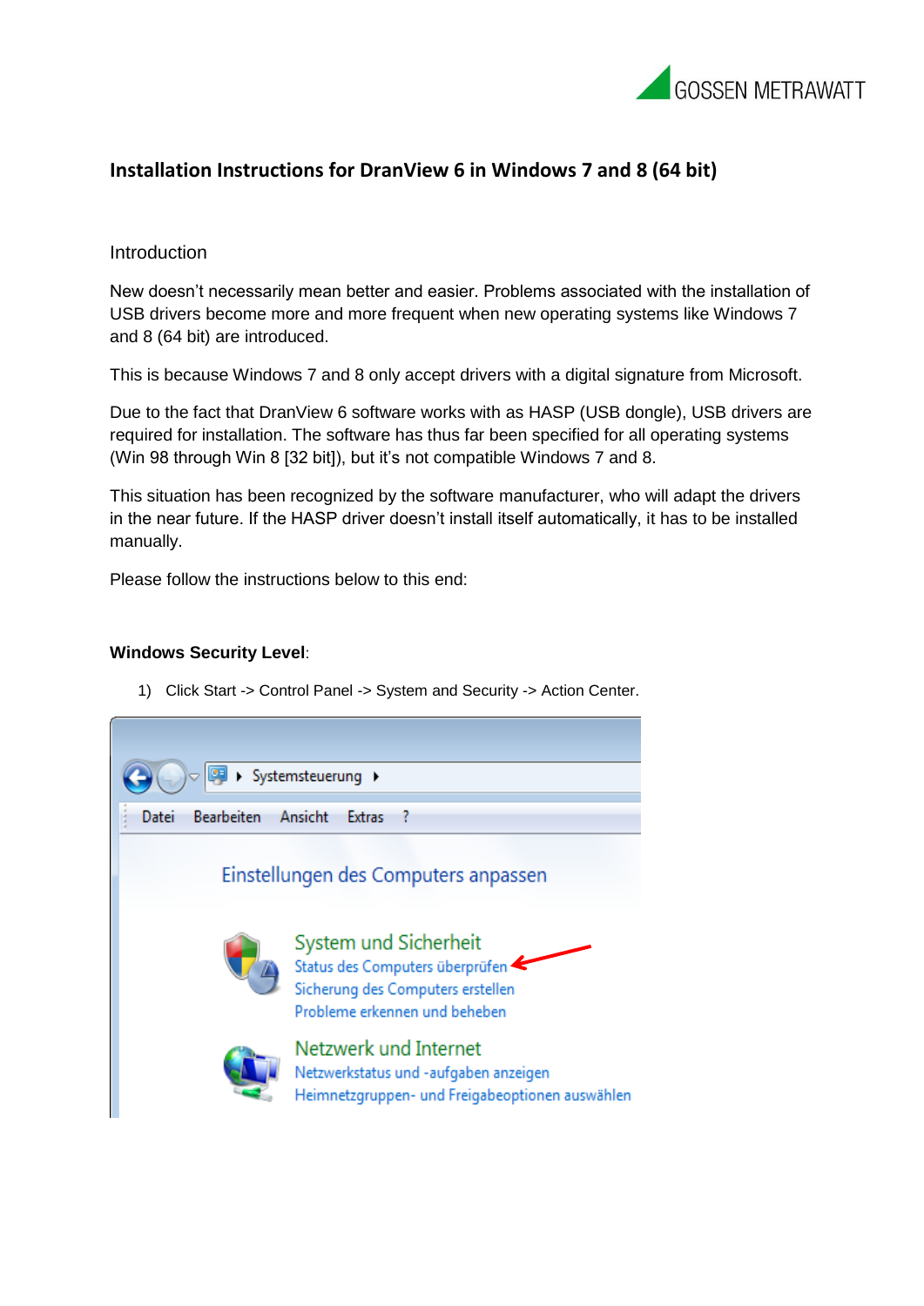# Installation Instructions for DranView 6 in Windows 7 and 8 (64 bit)

Introduction

New doesn't necessarily mean better and easier. Problems associated with the installation of USB drivers become more and more frequent when new operating systems like Windows 7 and 8 (64 bit) are introduced.

This is because Windows 7 and 8 only accept drivers with a digital signature from Microsoft.

Due to the fact that DranView 6 software works with as HASP (USB dongle), USB drivers are required for installation. The software has thus far been specified for all operating systems (Win 98 through Win 8 [32 bit]), but it's not compatible Windows 7 and 8.

This situation has been recognized by the software manufacturer, who will adapt the drivers in the near future. If the HASP driver doesn't install itself automatically, it has to be installed manually.

Please follow the instructions below to this end:

**Windows Security Level**:

1) Click Start -> Control Panel -> System and Security -> Action Center.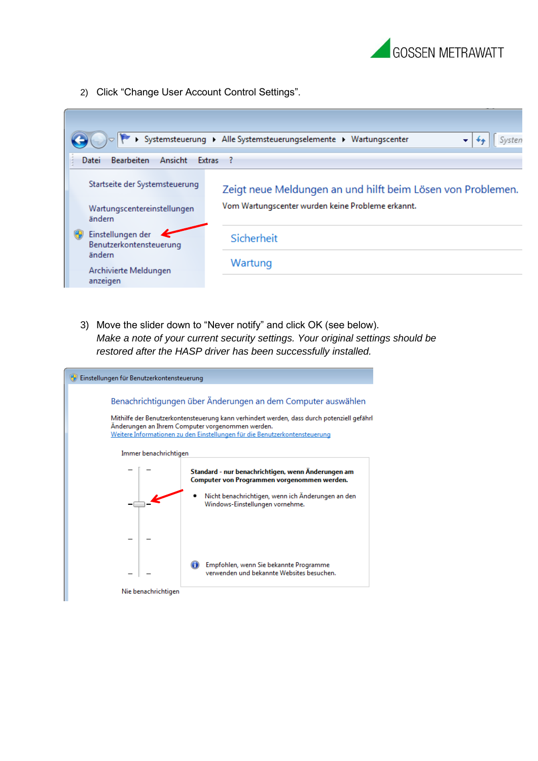2) Click “Change User Account Control Settings”.

3) Move the slider down to “Never notify” and click OK (see below).
*Make a note of your current security settings. Your original settings should be restored after the HASP driver has been successfully installed.*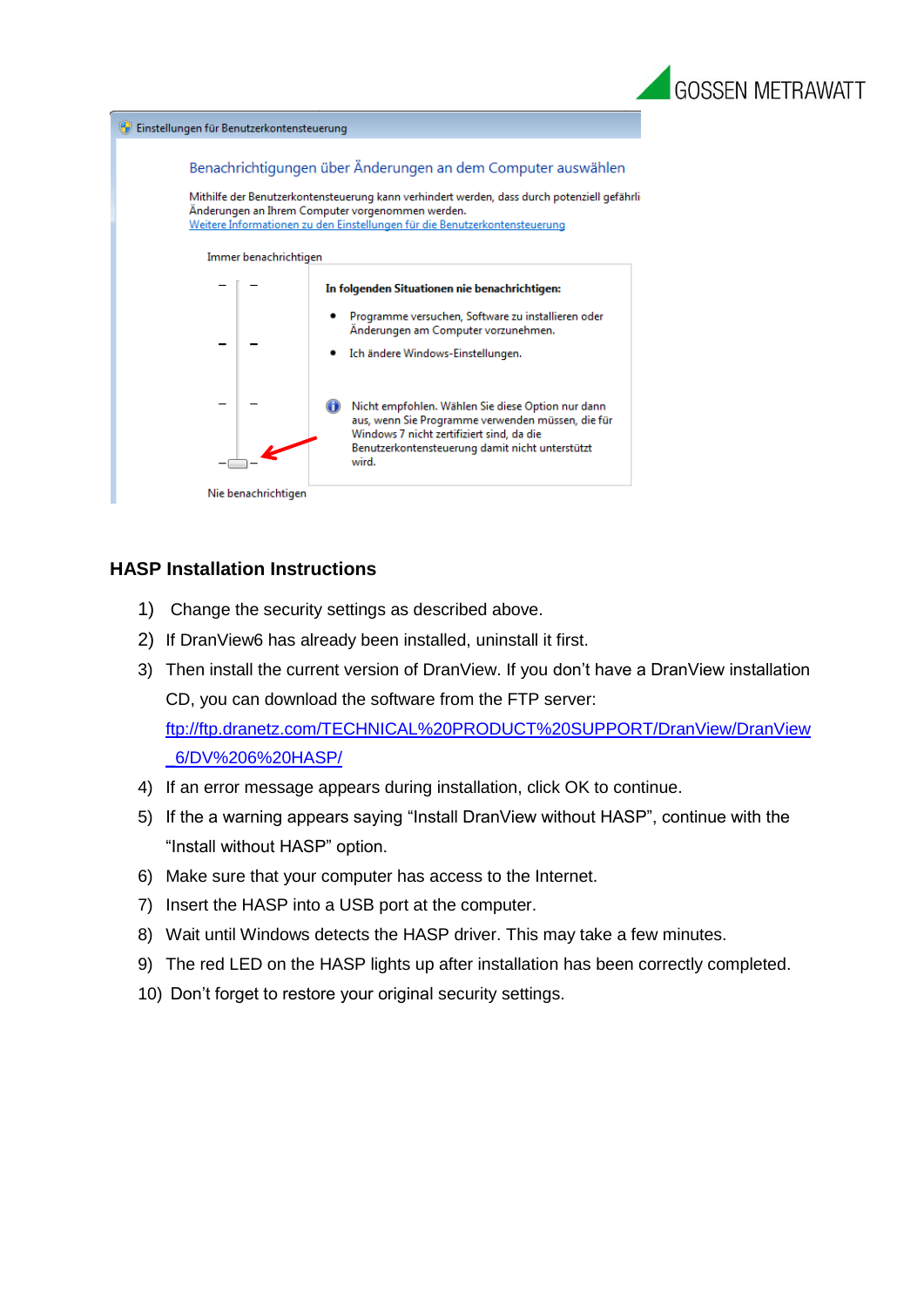Einstellungen für Benutzerkontensteuerung

Benachrichtigungen über Änderungen an dem Computer auswählen

Mithilfe der Benutzerkontensteuerung kann verhindert werden, dass durch potenziell gefährli Änderungen an Ihrem Computer vorgenommen werden.
Weitere Informationen zu den Einstellungen für die Benutzerkontensteuerung

Immer benachrichtigen

**In folgenden Situationen nie benachrichtigen:**

- Programme versuchen, Software zu installieren oder Änderungen am Computer vorzunehmen.
- Ich ändere Windows-Einstellungen.

Nicht empfohlen. Wählen Sie diese Option nur dann aus, wenn Sie Programme verwenden müssen, die für Windows 7 nicht zertifiziert sind, da die Benutzerkontensteuerung damit nicht unterstützt wird.

Nie benachrichtigen

## HASP Installation Instructions

1) Change the security settings as described above.
2) If DranView6 has already been installed, uninstall it first.
3) Then install the current version of DranView. If you don't have a DranView installation CD, you can download the software from the FTP server: ftp://ftp.dranetz.com/TECHNICAL%20PRODUCT%20SUPPORT/DranView/DranView_6/DV%206%20HASP/
4) If an error message appears during installation, click OK to continue.
5) If the a warning appears saying "Install DranView without HASP", continue with the "Install without HASP" option.
6) Make sure that your computer has access to the Internet.
7) Insert the HASP into a USB port at the computer.
8) Wait until Windows detects the HASP driver. This may take a few minutes.
9) The red LED on the HASP lights up after installation has been correctly completed.
10) Don't forget to restore your original security settings.